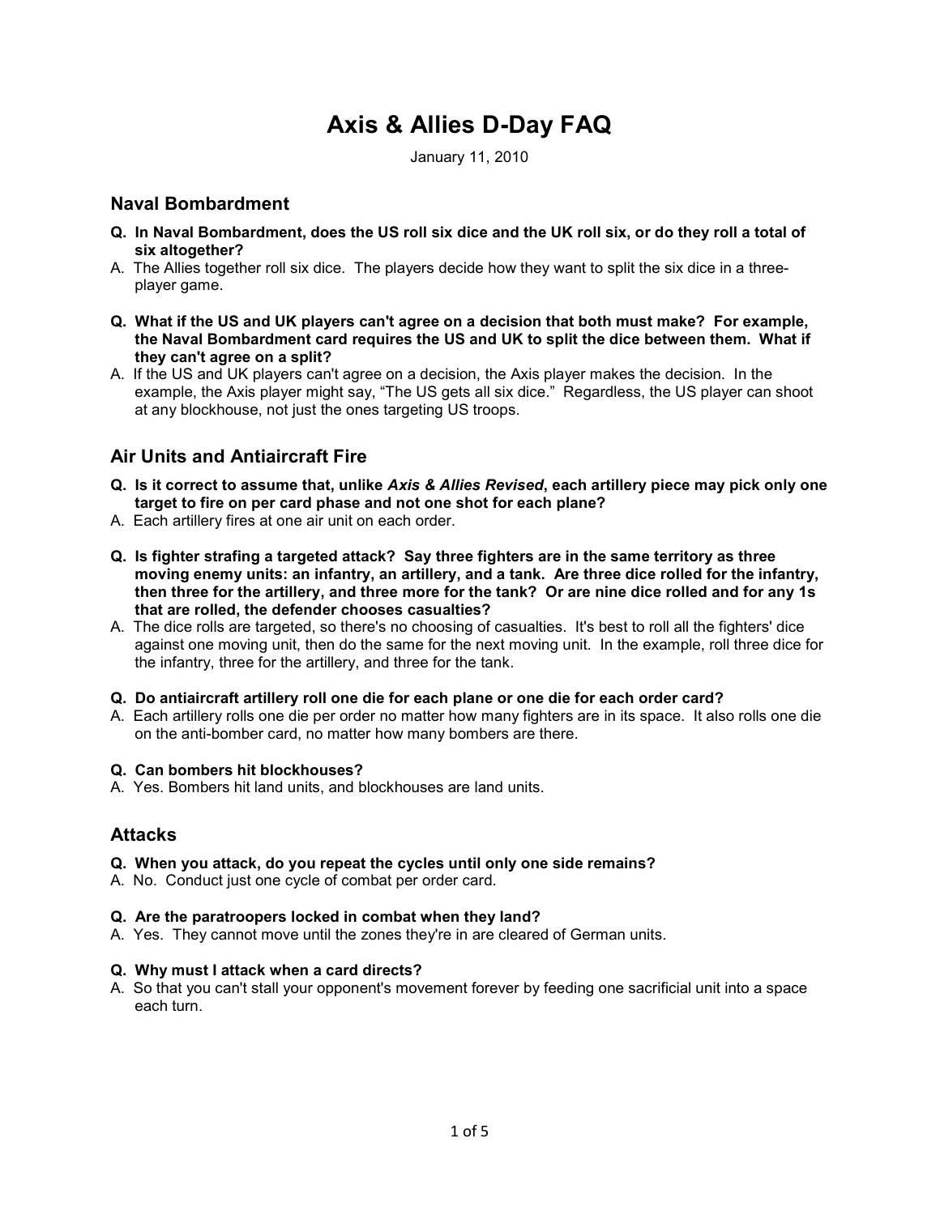# Axis & Allies D-Day FAQ

January 11, 2010

## Naval Bombardment

**Q. In Naval Bombardment, does the US roll six dice and the UK roll six, or do they roll a total of six altogether?**

A. The Allies together roll six dice. The players decide how they want to split the six dice in a three-player game.

**Q. What if the US and UK players can't agree on a decision that both must make? For example, the Naval Bombardment card requires the US and UK to split the dice between them. What if they can't agree on a split?**

A. If the US and UK players can't agree on a decision, the Axis player makes the decision. In the example, the Axis player might say, "The US gets all six dice." Regardless, the US player can shoot at any blockhouse, not just the ones targeting US troops.

## Air Units and Antiaircraft Fire

**Q. Is it correct to assume that, unlike *Axis & Allies Revised*, each artillery piece may pick only one target to fire on per card phase and not one shot for each plane?**

A. Each artillery fires at one air unit on each order.

**Q. Is fighter strafing a targeted attack? Say three fighters are in the same territory as three moving enemy units: an infantry, an artillery, and a tank. Are three dice rolled for the infantry, then three for the artillery, and three more for the tank? Or are nine dice rolled and for any 1s that are rolled, the defender chooses casualties?**

A. The dice rolls are targeted, so there's no choosing of casualties. It's best to roll all the fighters' dice against one moving unit, then do the same for the next moving unit. In the example, roll three dice for the infantry, three for the artillery, and three for the tank.

**Q. Do antiaircraft artillery roll one die for each plane or one die for each order card?**

A. Each artillery rolls one die per order no matter how many fighters are in its space. It also rolls one die on the anti-bomber card, no matter how many bombers are there.

**Q. Can bombers hit blockhouses?**

A. Yes. Bombers hit land units, and blockhouses are land units.

## Attacks

**Q. When you attack, do you repeat the cycles until only one side remains?**

A. No. Conduct just one cycle of combat per order card.

**Q. Are the paratroopers locked in combat when they land?**

A. Yes. They cannot move until the zones they're in are cleared of German units.

**Q. Why must I attack when a card directs?**

A. So that you can't stall your opponent's movement forever by feeding one sacrificial unit into a space each turn.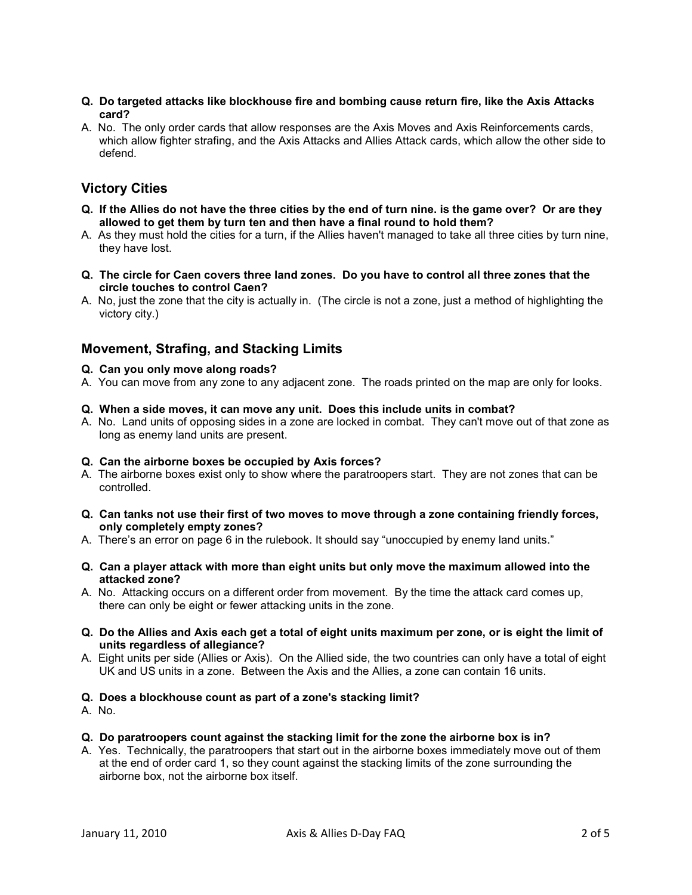**Q. Do targeted attacks like blockhouse fire and bombing cause return fire, like the Axis Attacks card?**

A. No. The only order cards that allow responses are the Axis Moves and Axis Reinforcements cards, which allow fighter strafing, and the Axis Attacks and Allies Attack cards, which allow the other side to defend.

## Victory Cities

**Q. If the Allies do not have the three cities by the end of turn nine. is the game over? Or are they allowed to get them by turn ten and then have a final round to hold them?**

A. As they must hold the cities for a turn, if the Allies haven't managed to take all three cities by turn nine, they have lost.

**Q. The circle for Caen covers three land zones. Do you have to control all three zones that the circle touches to control Caen?**

A. No, just the zone that the city is actually in. (The circle is not a zone, just a method of highlighting the victory city.)

## Movement, Strafing, and Stacking Limits

**Q. Can you only move along roads?**

A. You can move from any zone to any adjacent zone. The roads printed on the map are only for looks.

**Q. When a side moves, it can move any unit. Does this include units in combat?**

A. No. Land units of opposing sides in a zone are locked in combat. They can't move out of that zone as long as enemy land units are present.

**Q. Can the airborne boxes be occupied by Axis forces?**

A. The airborne boxes exist only to show where the paratroopers start. They are not zones that can be controlled.

**Q. Can tanks not use their first of two moves to move through a zone containing friendly forces, only completely empty zones?**

A. There's an error on page 6 in the rulebook. It should say "unoccupied by enemy land units."

**Q. Can a player attack with more than eight units but only move the maximum allowed into the attacked zone?**

A. No. Attacking occurs on a different order from movement. By the time the attack card comes up, there can only be eight or fewer attacking units in the zone.

**Q. Do the Allies and Axis each get a total of eight units maximum per zone, or is eight the limit of units regardless of allegiance?**

A. Eight units per side (Allies or Axis). On the Allied side, the two countries can only have a total of eight UK and US units in a zone. Between the Axis and the Allies, a zone can contain 16 units.

**Q. Does a blockhouse count as part of a zone's stacking limit?**

A. No.

**Q. Do paratroopers count against the stacking limit for the zone the airborne box is in?**

A. Yes. Technically, the paratroopers that start out in the airborne boxes immediately move out of them at the end of order card 1, so they count against the stacking limits of the zone surrounding the airborne box, not the airborne box itself.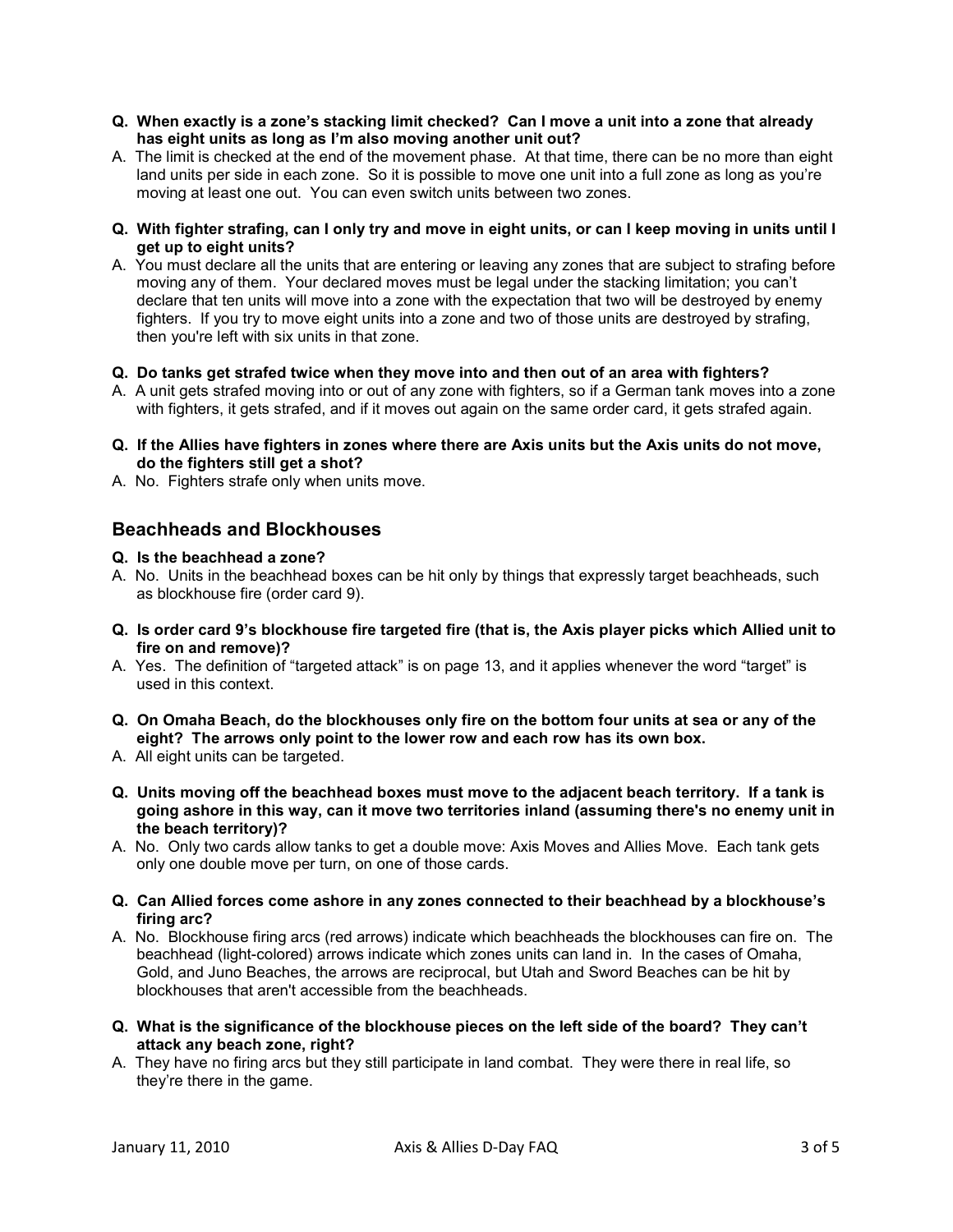**Q. When exactly is a zone's stacking limit checked? Can I move a unit into a zone that already has eight units as long as I'm also moving another unit out?**

A. The limit is checked at the end of the movement phase. At that time, there can be no more than eight land units per side in each zone. So it is possible to move one unit into a full zone as long as you're moving at least one out. You can even switch units between two zones.

**Q. With fighter strafing, can I only try and move in eight units, or can I keep moving in units until I get up to eight units?**

A. You must declare all the units that are entering or leaving any zones that are subject to strafing before moving any of them. Your declared moves must be legal under the stacking limitation; you can't declare that ten units will move into a zone with the expectation that two will be destroyed by enemy fighters. If you try to move eight units into a zone and two of those units are destroyed by strafing, then you're left with six units in that zone.

**Q. Do tanks get strafed twice when they move into and then out of an area with fighters?**

A. A unit gets strafed moving into or out of any zone with fighters, so if a German tank moves into a zone with fighters, it gets strafed, and if it moves out again on the same order card, it gets strafed again.

**Q. If the Allies have fighters in zones where there are Axis units but the Axis units do not move, do the fighters still get a shot?**

A. No. Fighters strafe only when units move.

## Beachheads and Blockhouses

**Q. Is the beachhead a zone?**

A. No. Units in the beachhead boxes can be hit only by things that expressly target beachheads, such as blockhouse fire (order card 9).

**Q. Is order card 9's blockhouse fire targeted fire (that is, the Axis player picks which Allied unit to fire on and remove)?**

A. Yes. The definition of "targeted attack" is on page 13, and it applies whenever the word "target" is used in this context.

**Q. On Omaha Beach, do the blockhouses only fire on the bottom four units at sea or any of the eight? The arrows only point to the lower row and each row has its own box.**

A. All eight units can be targeted.

**Q. Units moving off the beachhead boxes must move to the adjacent beach territory. If a tank is going ashore in this way, can it move two territories inland (assuming there's no enemy unit in the beach territory)?**

A. No. Only two cards allow tanks to get a double move: Axis Moves and Allies Move. Each tank gets only one double move per turn, on one of those cards.

**Q. Can Allied forces come ashore in any zones connected to their beachhead by a blockhouse's firing arc?**

A. No. Blockhouse firing arcs (red arrows) indicate which beachheads the blockhouses can fire on. The beachhead (light-colored) arrows indicate which zones units can land in. In the cases of Omaha, Gold, and Juno Beaches, the arrows are reciprocal, but Utah and Sword Beaches can be hit by blockhouses that aren't accessible from the beachheads.

**Q. What is the significance of the blockhouse pieces on the left side of the board? They can't attack any beach zone, right?**

A. They have no firing arcs but they still participate in land combat. They were there in real life, so they're there in the game.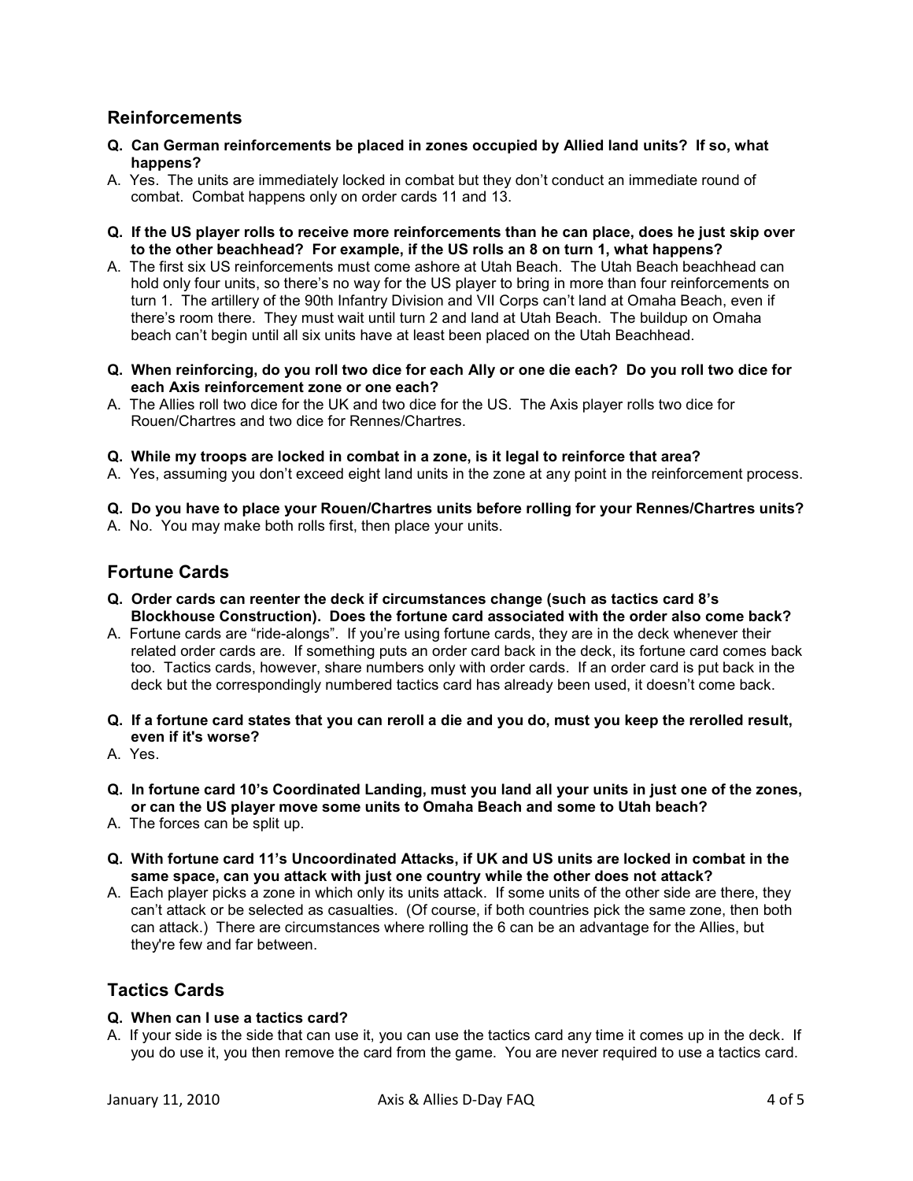## Reinforcements

**Q. Can German reinforcements be placed in zones occupied by Allied land units? If so, what happens?**

A. Yes. The units are immediately locked in combat but they don't conduct an immediate round of combat. Combat happens only on order cards 11 and 13.

**Q. If the US player rolls to receive more reinforcements than he can place, does he just skip over to the other beachhead? For example, if the US rolls an 8 on turn 1, what happens?**

A. The first six US reinforcements must come ashore at Utah Beach. The Utah Beach beachhead can hold only four units, so there's no way for the US player to bring in more than four reinforcements on turn 1. The artillery of the 90th Infantry Division and VII Corps can't land at Omaha Beach, even if there's room there. They must wait until turn 2 and land at Utah Beach. The buildup on Omaha beach can't begin until all six units have at least been placed on the Utah Beachhead.

**Q. When reinforcing, do you roll two dice for each Ally or one die each? Do you roll two dice for each Axis reinforcement zone or one each?**

A. The Allies roll two dice for the UK and two dice for the US. The Axis player rolls two dice for Rouen/Chartres and two dice for Rennes/Chartres.

**Q. While my troops are locked in combat in a zone, is it legal to reinforce that area?**

A. Yes, assuming you don't exceed eight land units in the zone at any point in the reinforcement process.

**Q. Do you have to place your Rouen/Chartres units before rolling for your Rennes/Chartres units?**

A. No. You may make both rolls first, then place your units.

## Fortune Cards

**Q. Order cards can reenter the deck if circumstances change (such as tactics card 8's Blockhouse Construction). Does the fortune card associated with the order also come back?**

A. Fortune cards are "ride-alongs". If you're using fortune cards, they are in the deck whenever their related order cards are. If something puts an order card back in the deck, its fortune card comes back too. Tactics cards, however, share numbers only with order cards. If an order card is put back in the deck but the correspondingly numbered tactics card has already been used, it doesn't come back.

**Q. If a fortune card states that you can reroll a die and you do, must you keep the rerolled result, even if it's worse?**

A. Yes.

**Q. In fortune card 10's Coordinated Landing, must you land all your units in just one of the zones, or can the US player move some units to Omaha Beach and some to Utah beach?**

A. The forces can be split up.

**Q. With fortune card 11's Uncoordinated Attacks, if UK and US units are locked in combat in the same space, can you attack with just one country while the other does not attack?**

A. Each player picks a zone in which only its units attack. If some units of the other side are there, they can't attack or be selected as casualties. (Of course, if both countries pick the same zone, then both can attack.) There are circumstances where rolling the 6 can be an advantage for the Allies, but they're few and far between.

## Tactics Cards

**Q. When can I use a tactics card?**

A. If your side is the side that can use it, you can use the tactics card any time it comes up in the deck. If you do use it, you then remove the card from the game. You are never required to use a tactics card.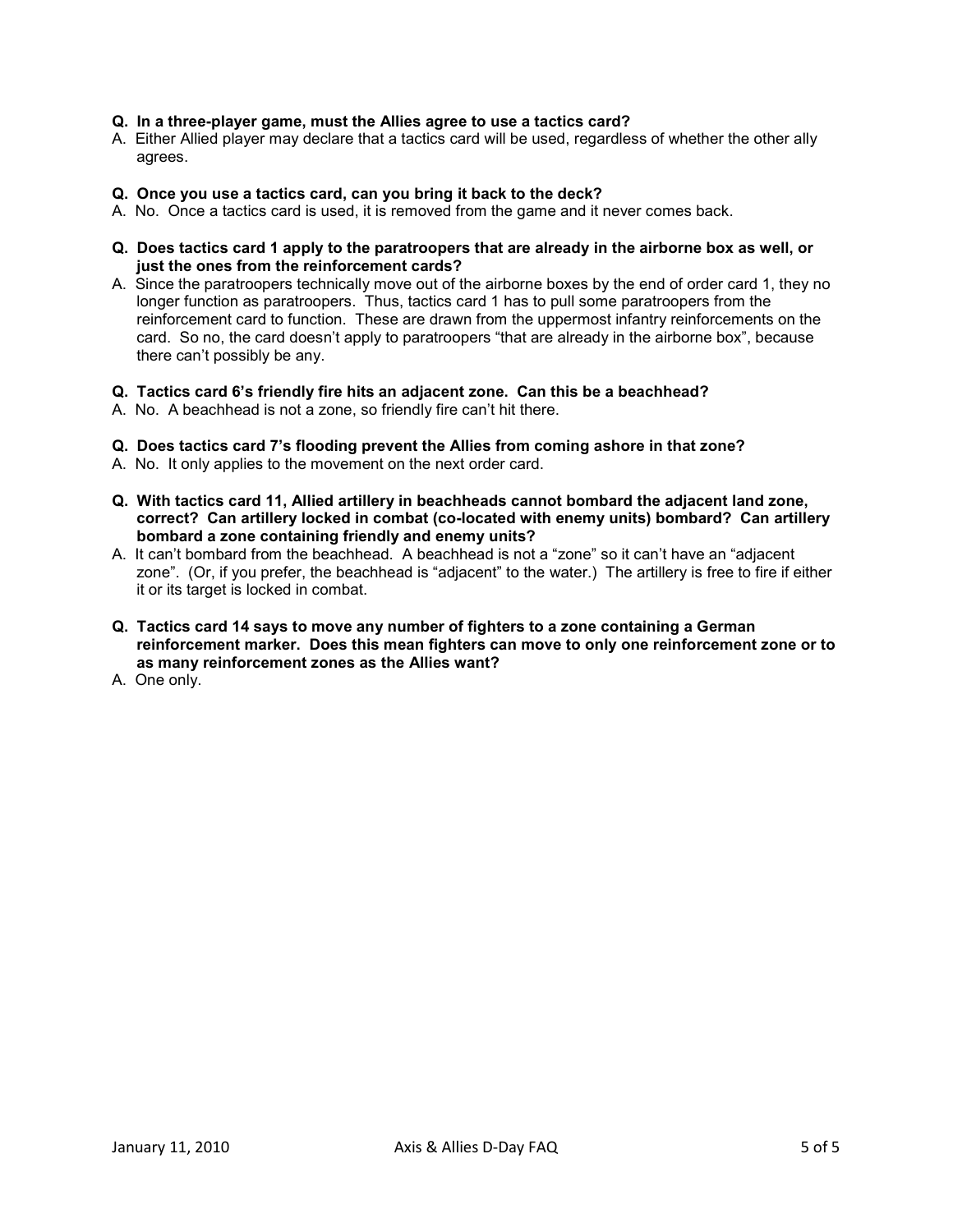**Q. In a three-player game, must the Allies agree to use a tactics card?**

A. Either Allied player may declare that a tactics card will be used, regardless of whether the other ally agrees.

**Q. Once you use a tactics card, can you bring it back to the deck?**

A. No. Once a tactics card is used, it is removed from the game and it never comes back.

**Q. Does tactics card 1 apply to the paratroopers that are already in the airborne box as well, or just the ones from the reinforcement cards?**

A. Since the paratroopers technically move out of the airborne boxes by the end of order card 1, they no longer function as paratroopers. Thus, tactics card 1 has to pull some paratroopers from the reinforcement card to function. These are drawn from the uppermost infantry reinforcements on the card. So no, the card doesn't apply to paratroopers "that are already in the airborne box", because there can't possibly be any.

**Q. Tactics card 6's friendly fire hits an adjacent zone. Can this be a beachhead?**

A. No. A beachhead is not a zone, so friendly fire can't hit there.

**Q. Does tactics card 7's flooding prevent the Allies from coming ashore in that zone?**

A. No. It only applies to the movement on the next order card.

**Q. With tactics card 11, Allied artillery in beachheads cannot bombard the adjacent land zone, correct? Can artillery locked in combat (co-located with enemy units) bombard? Can artillery bombard a zone containing friendly and enemy units?**

A. It can't bombard from the beachhead. A beachhead is not a "zone" so it can't have an "adjacent zone". (Or, if you prefer, the beachhead is "adjacent" to the water.) The artillery is free to fire if either it or its target is locked in combat.

**Q. Tactics card 14 says to move any number of fighters to a zone containing a German reinforcement marker. Does this mean fighters can move to only one reinforcement zone or to as many reinforcement zones as the Allies want?**

A. One only.